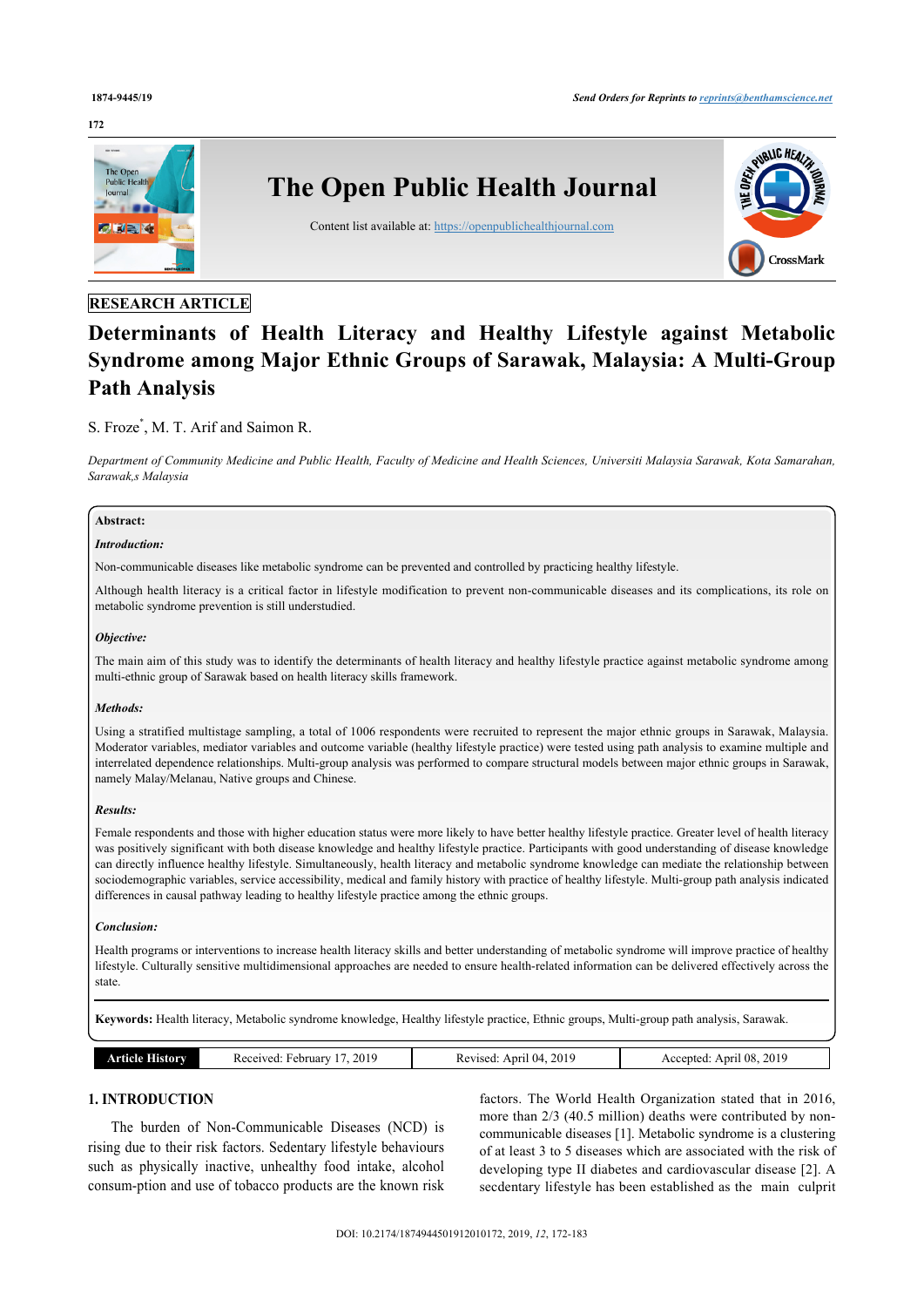RESEARCH ARTICLE

# Determinants of Health Literacy and Healthy Lifestyle against Metabolic Syndrome among Major Ethnic Groups of Sarawak, Malaysia: A Multi-Group Path Analysis

S. Froze*, M. T. Arif and Saimon R.

*Department of Community Medicine and Public Health, Faculty of Medicine and Health Sciences, Universiti Malaysia Sarawak, Kota Samarahan, Sarawak,s Malaysia*

**Abstract:**

***Introduction:***

Non-communicable diseases like metabolic syndrome can be prevented and controlled by practicing healthy lifestyle.

Although health literacy is a critical factor in lifestyle modification to prevent non-communicable diseases and its complications, its role on metabolic syndrome prevention is still understudied.

***Objective:***

The main aim of this study was to identify the determinants of health literacy and healthy lifestyle practice against metabolic syndrome among multi-ethnic group of Sarawak based on health literacy skills framework.

***Methods:***

Using a stratified multistage sampling, a total of 1006 respondents were recruited to represent the major ethnic groups in Sarawak, Malaysia. Moderator variables, mediator variables and outcome variable (healthy lifestyle practice) were tested using path analysis to examine multiple and interrelated dependence relationships. Multi-group analysis was performed to compare structural models between major ethnic groups in Sarawak, namely Malay/Melanau, Native groups and Chinese.

***Results:***

Female respondents and those with higher education status were more likely to have better healthy lifestyle practice. Greater level of health literacy was positively significant with both disease knowledge and healthy lifestyle practice. Participants with good understanding of disease knowledge can directly influence healthy lifestyle. Simultaneously, health literacy and metabolic syndrome knowledge can mediate the relationship between sociodemographic variables, service accessibility, medical and family history with practice of healthy lifestyle. Multi-group path analysis indicated differences in causal pathway leading to healthy lifestyle practice among the ethnic groups.

***Conclusion:***

Health programs or interventions to increase health literacy skills and better understanding of metabolic syndrome will improve practice of healthy lifestyle. Culturally sensitive multidimensional approaches are needed to ensure health-related information can be delivered effectively across the state.

**Keywords:** Health literacy, Metabolic syndrome knowledge, Healthy lifestyle practice, Ethnic groups, Multi-group path analysis, Sarawak.

| Article History | Received: February 17, 2019 | Revised: April 04, 2019 | Accepted: April 08, 2019 |
|---|---|---|---|

## 1. INTRODUCTION

The burden of Non-Communicable Diseases (NCD) is rising due to their risk factors. Sedentary lifestyle behaviours such as physically inactive, unhealthy food intake, alcohol consum-ption and use of tobacco products are the known risk factors. The World Health Organization stated that in 2016, more than 2/3 (40.5 million) deaths were contributed by non-communicable diseases [1]. Metabolic syndrome is a clustering of at least 3 to 5 diseases which are associated with the risk of developing type II diabetes and cardiovascular disease [2]. A secdentary lifestyle has been established as the main culprit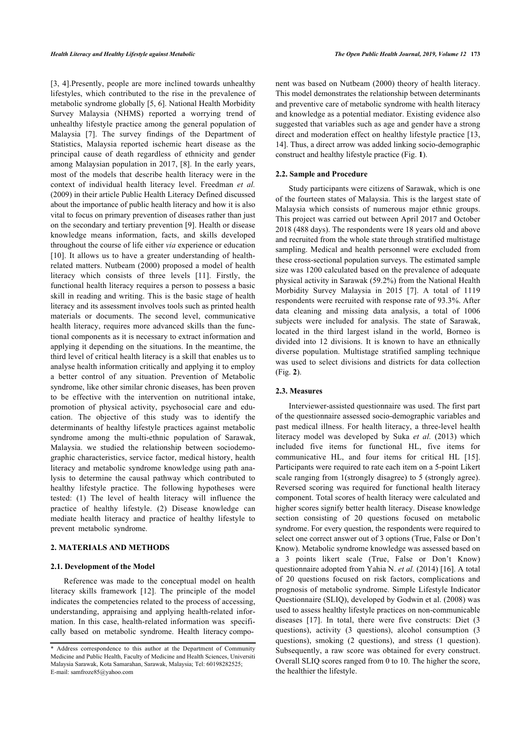[3, 4].Presently, people are more inclined towards unhealthy lifestyles, which contributed to the rise in the prevalence of metabolic syndrome globally [5, 6]. National Health Morbidity Survey Malaysia (NHMS) reported a worrying trend of unhealthy lifestyle practice among the general population of Malaysia [7]. The survey findings of the Department of Statistics, Malaysia reported ischemic heart disease as the principal cause of death regardless of ethnicity and gender among Malaysian population in 2017, [8]. In the early years, most of the models that describe health literacy were in the context of individual health literacy level. Freedman *et al.* (2009) in their article Public Health Literacy Defined discussed about the importance of public health literacy and how it is also vital to focus on primary prevention of diseases rather than just on the secondary and tertiary prevention [9]. Health or disease knowledge means information, facts, and skills developed throughout the course of life either *via* experience or education [10]. It allows us to have a greater understanding of health-related matters. Nutbeam (2000) proposed a model of health literacy which consists of three levels [11]. Firstly, the functional health literacy requires a person to possess a basic skill in reading and writing. This is the basic stage of health literacy and its assessment involves tools such as printed health materials or documents. The second level, communicative health literacy, requires more advanced skills than the functional components as it is necessary to extract information and applying it depending on the situations. In the meantime, the third level of critical health literacy is a skill that enables us to analyse health information critically and applying it to employ a better control of any situation. Prevention of Metabolic syndrome, like other similar chronic diseases, has been proven to be effective with the intervention on nutritional intake, promotion of physical activity, psychosocial care and education. The objective of this study was to identify the determinants of healthy lifestyle practices against metabolic syndrome among the multi-ethnic population of Sarawak, Malaysia. we studied the relationship between sociodemographic characteristics, service factor, medical history, health literacy and metabolic syndrome knowledge using path analysis to determine the causal pathway which contributed to healthy lifestyle practice. The following hypotheses were tested: (1) The level of health literacy will influence the practice of healthy lifestyle. (2) Disease knowledge can mediate health literacy and practice of healthy lifestyle to prevent metabolic syndrome.

## 2. MATERIALS AND METHODS

### 2.1. Development of the Model

Reference was made to the conceptual model on health literacy skills framework [12]. The principle of the model indicates the competencies related to the process of accessing, understanding, appraising and applying health-related information. In this case, health-related information was specifically based on metabolic syndrome. Health literacy component was based on Nutbeam (2000) theory of health literacy. This model demonstrates the relationship between determinants and preventive care of metabolic syndrome with health literacy and knowledge as a potential mediator. Existing evidence also suggested that variables such as age and gender have a strong direct and moderation effect on healthy lifestyle practice [13, 14]. Thus, a direct arrow was added linking socio-demographic construct and healthy lifestyle practice (Fig. **1**).

### 2.2. Sample and Procedure

Study participants were citizens of Sarawak, which is one of the fourteen states of Malaysia. This is the largest state of Malaysia which consists of numerous major ethnic groups. This project was carried out between April 2017 and October 2018 (488 days). The respondents were 18 years old and above and recruited from the whole state through stratified multistage sampling. Medical and health personnel were excluded from these cross-sectional population surveys. The estimated sample size was 1200 calculated based on the prevalence of adequate physical activity in Sarawak (59.2%) from the National Health Morbidity Survey Malaysia in 2015 [7]. A total of 1119 respondents were recruited with response rate of 93.3%. After data cleaning and missing data analysis, a total of 1006 subjects were included for analysis. The state of Sarawak, located in the third largest island in the world, Borneo is divided into 12 divisions. It is known to have an ethnically diverse population. Multistage stratified sampling technique was used to select divisions and districts for data collection (Fig. **2**).

### 2.3. Measures

Interviewer-assisted questionnaire was used. The first part of the questionnaire assessed socio-demographic variables and past medical illness. For health literacy, a three-level health literacy model was developed by Suka *et al.* (2013) which included five items for functional HL, five items for communicative HL, and four items for critical HL [15]. Participants were required to rate each item on a 5-point Likert scale ranging from 1(strongly disagree) to 5 (strongly agree). Reversed scoring was required for functional health literacy component. Total scores of health literacy were calculated and higher scores signify better health literacy. Disease knowledge section consisting of 20 questions focused on metabolic syndrome. For every question, the respondents were required to select one correct answer out of 3 options (True, False or Don't Know). Metabolic syndrome knowledge was assessed based on a 3 points likert scale (True, False or Don't Know) questionnaire adopted from Yahia N. *et al.* (2014) [16]. A total of 20 questions focused on risk factors, complications and prognosis of metabolic syndrome. Simple Lifestyle Indicator Questionnaire (SLIQ), developed by Godwin et al. (2008) was used to assess healthy lifestyle practices on non-communicable diseases [17]. In total, there were five constructs: Diet (3 questions), activity (3 questions), alcohol consumption (3 questions), smoking (2 questions), and stress (1 question). Subsequently, a raw score was obtained for every construct. Overall SLIQ scores ranged from 0 to 10. The higher the score, the healthier the lifestyle.

---

\* Address correspondence to this author at the Department of Community Medicine and Public Health, Faculty of Medicine and Health Sciences, Universiti Malaysia Sarawak, Kota Samarahan, Sarawak, Malaysia; Tel: 60198282525; E-mail: samfroze85@yahoo.com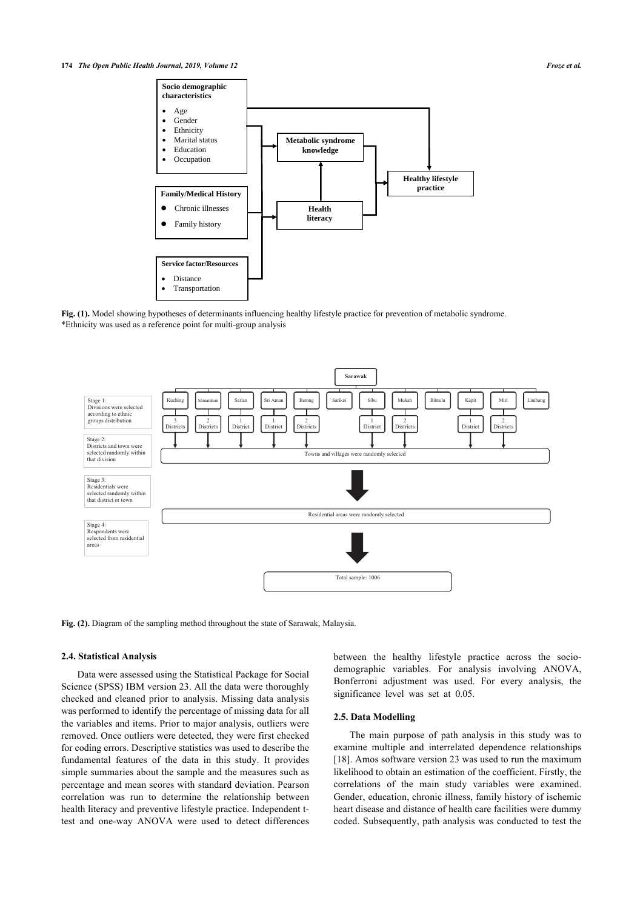Fig. (1). Model showing hypotheses of determinants influencing healthy lifestyle practice for prevention of metabolic syndrome.
*Ethnicity was used as a reference point for multi-group analysis

Fig. (2). Diagram of the sampling method throughout the state of Sarawak, Malaysia.

### 2.4. Statistical Analysis

Data were assessed using the Statistical Package for Social Science (SPSS) IBM version 23. All the data were thoroughly checked and cleaned prior to analysis. Missing data analysis was performed to identify the percentage of missing data for all the variables and items. Prior to major analysis, outliers were removed. Once outliers were detected, they were first checked for coding errors. Descriptive statistics was used to describe the fundamental features of the data in this study. It provides simple summaries about the sample and the measures such as percentage and mean scores with standard deviation. Pearson correlation was run to determine the relationship between health literacy and preventive lifestyle practice. Independent t-test and one-way ANOVA were used to detect differences between the healthy lifestyle practice across the socio-demographic variables. For analysis involving ANOVA, Bonferroni adjustment was used. For every analysis, the significance level was set at 0.05.

### 2.5. Data Modelling

The main purpose of path analysis in this study was to examine multiple and interrelated dependence relationships [18]. Amos software version 23 was used to run the maximum likelihood to obtain an estimation of the coefficient. Firstly, the correlations of the main study variables were examined. Gender, education, chronic illness, family history of ischemic heart disease and distance of health care facilities were dummy coded. Subsequently, path analysis was conducted to test the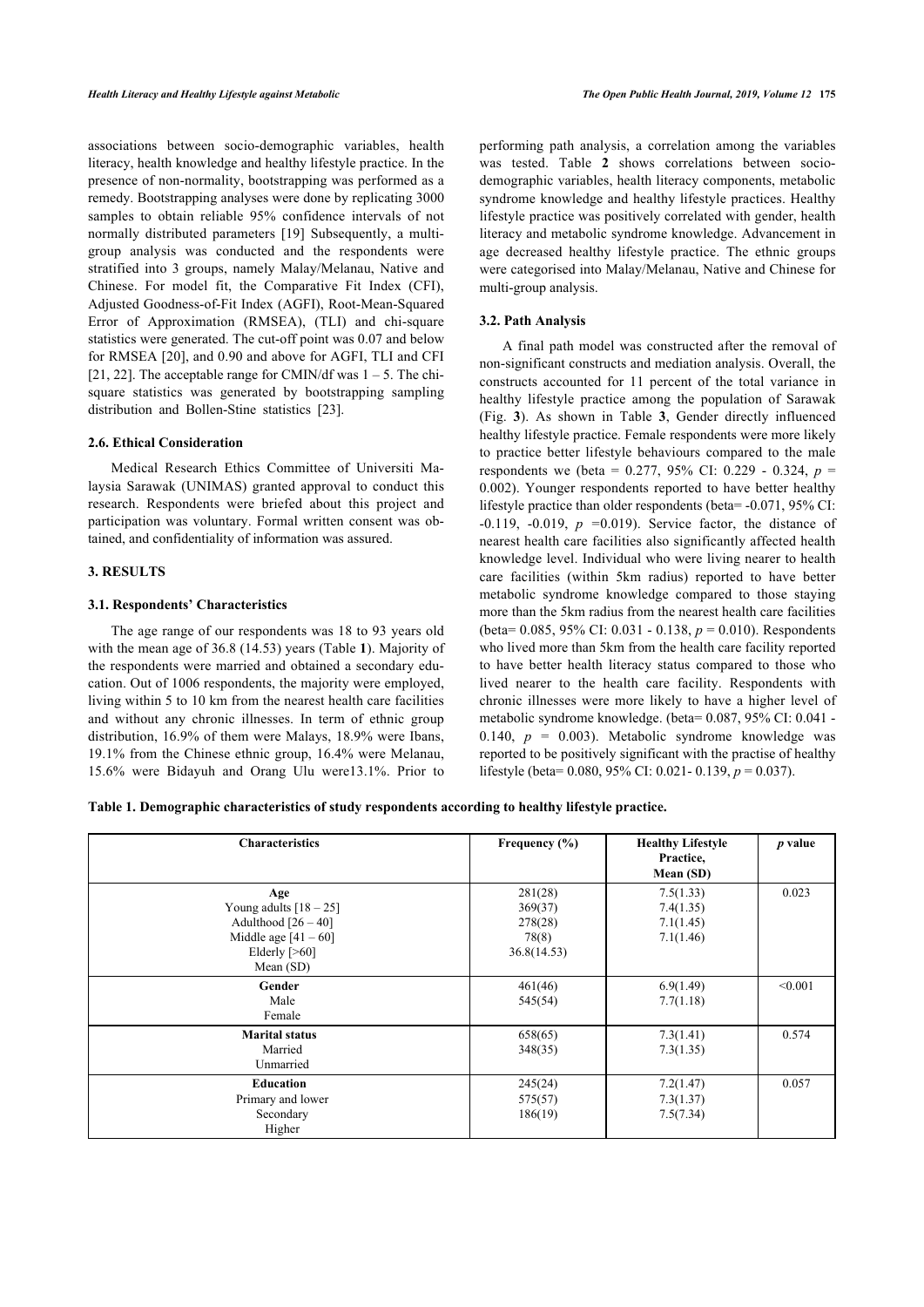associations between socio-demographic variables, health literacy, health knowledge and healthy lifestyle practice. In the presence of non-normality, bootstrapping was performed as a remedy. Bootstrapping analyses were done by replicating 3000 samples to obtain reliable 95% confidence intervals of not normally distributed parameters [19] Subsequently, a multi-group analysis was conducted and the respondents were stratified into 3 groups, namely Malay/Melanau, Native and Chinese. For model fit, the Comparative Fit Index (CFI), Adjusted Goodness-of-Fit Index (AGFI), Root-Mean-Squared Error of Approximation (RMSEA), (TLI) and chi-square statistics were generated. The cut-off point was 0.07 and below for RMSEA [20], and 0.90 and above for AGFI, TLI and CFI [21, 22]. The acceptable range for CMIN/df was 1 – 5. The chi-square statistics was generated by bootstrapping sampling distribution and Bollen-Stine statistics [23].

### 2.6. Ethical Consideration

Medical Research Ethics Committee of Universiti Malaysia Sarawak (UNIMAS) granted approval to conduct this research. Respondents were briefed about this project and participation was voluntary. Formal written consent was obtained, and confidentiality of information was assured.

## 3. RESULTS

### 3.1. Respondents' Characteristics

The age range of our respondents was 18 to 93 years old with the mean age of 36.8 (14.53) years (Table **1**). Majority of the respondents were married and obtained a secondary education. Out of 1006 respondents, the majority were employed, living within 5 to 10 km from the nearest health care facilities and without any chronic illnesses. In term of ethnic group distribution, 16.9% of them were Malays, 18.9% were Ibans, 19.1% from the Chinese ethnic group, 16.4% were Melanau, 15.6% were Bidayuh and Orang Ulu were13.1%. Prior to performing path analysis, a correlation among the variables was tested. Table **2** shows correlations between socio-demographic variables, health literacy components, metabolic syndrome knowledge and healthy lifestyle practices. Healthy lifestyle practice was positively correlated with gender, health literacy and metabolic syndrome knowledge. Advancement in age decreased healthy lifestyle practice. The ethnic groups were categorised into Malay/Melanau, Native and Chinese for multi-group analysis.

### 3.2. Path Analysis

A final path model was constructed after the removal of non-significant constructs and mediation analysis. Overall, the constructs accounted for 11 percent of the total variance in healthy lifestyle practice among the population of Sarawak (Fig. **3**). As shown in Table **3**, Gender directly influenced healthy lifestyle practice. Female respondents were more likely to practice better lifestyle behaviours compared to the male respondents we (beta = 0.277, 95% CI: 0.229 - 0.324, $p$ = 0.002). Younger respondents reported to have better healthy lifestyle practice than older respondents (beta= -0.071, 95% CI: -0.119, -0.019, $p$ =0.019). Service factor, the distance of nearest health care facilities also significantly affected health knowledge level. Individual who were living nearer to health care facilities (within 5km radius) reported to have better metabolic syndrome knowledge compared to those staying more than the 5km radius from the nearest health care facilities (beta= 0.085, 95% CI: 0.031 - 0.138, $p$ = 0.010). Respondents who lived more than 5km from the health care facility reported to have better health literacy status compared to those who lived nearer to the health care facility. Respondents with chronic illnesses were more likely to have a higher level of metabolic syndrome knowledge. (beta= 0.087, 95% CI: 0.041 - 0.140, $p$ = 0.003). Metabolic syndrome knowledge was reported to be positively significant with the practise of healthy lifestyle (beta= 0.080, 95% CI: 0.021- 0.139, $p$ = 0.037).

**Table 1. Demographic characteristics of study respondents according to healthy lifestyle practice.**

| Characteristics | Frequency (%) | Healthy Lifestyle Practice, Mean (SD) | *p* value |
|---|---|---|---|
| **Age** | | | 0.023 |
| Young adults [18 – 25] | 281(28) | 7.5(1.33) | |
| Adulthood [26 – 40] | 369(37) | 7.4(1.35) | |
| Middle age [41 – 60] | 278(28) | 7.1(1.45) | |
| Elderly [>60] | 78(8) | 7.1(1.46) | |
| Mean (SD) | 36.8(14.53) | | |
| **Gender** | | | <0.001 |
| Male | 461(46) | 6.9(1.49) | |
| Female | 545(54) | 7.7(1.18) | |
| **Marital status** | | | 0.574 |
| Married | 658(65) | 7.3(1.41) | |
| Unmarried | 348(35) | 7.3(1.35) | |
| **Education** | | | 0.057 |
| Primary and lower | 245(24) | 7.2(1.47) | |
| Secondary | 575(57) | 7.3(1.37) | |
| Higher | 186(19) | 7.5(7.34) | |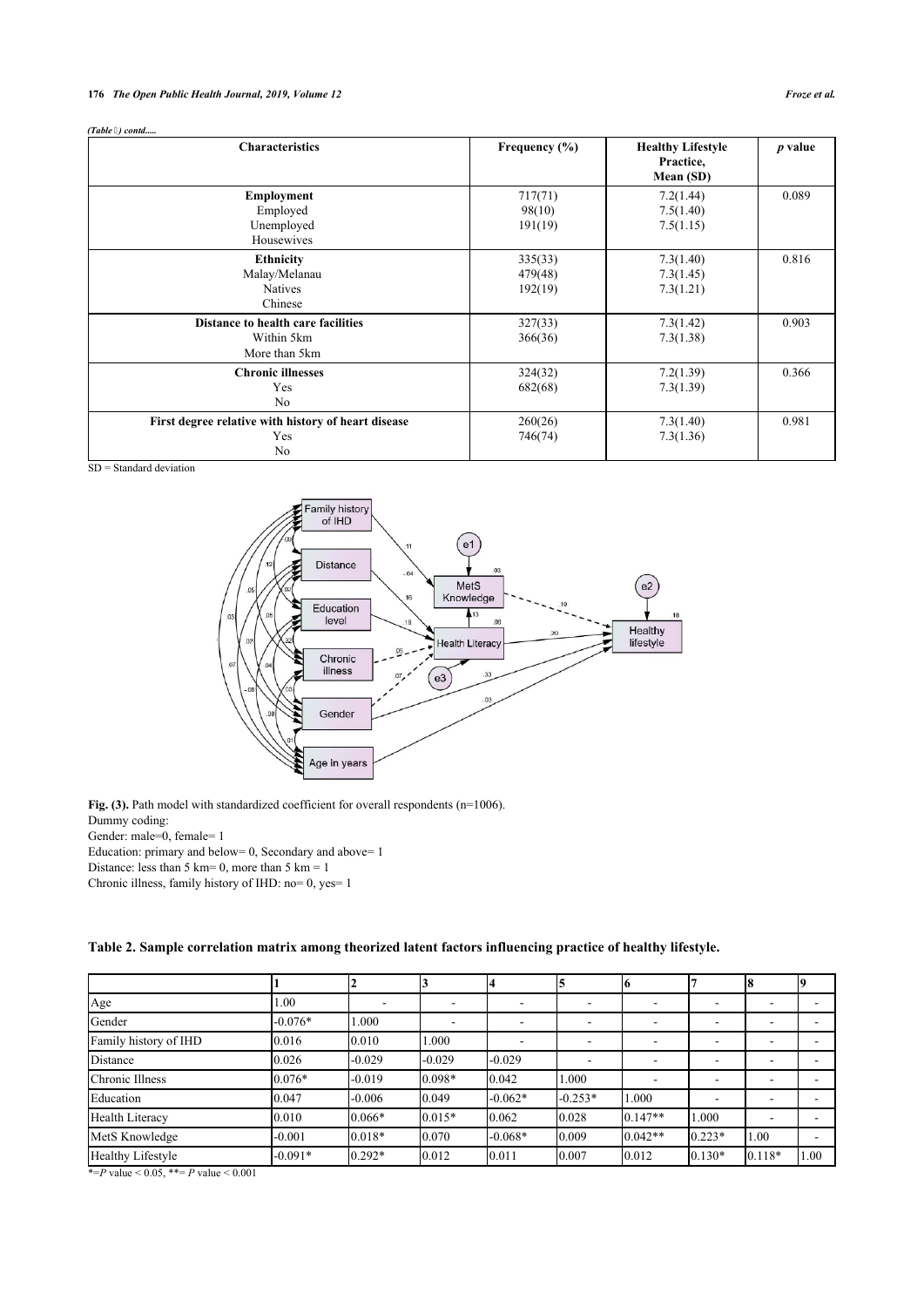*(Table 1) contd.....*

| Characteristics | Frequency (%) | Healthy Lifestyle Practice, Mean (SD) | *p* value |
|---|---|---|---|
| **Employment** | | | 0.089 |
| Employed | 717(71) | 7.2(1.44) | |
| Unemployed | 98(10) | 7.5(1.40) | |
| Housewives | 191(19) | 7.5(1.15) | |
| **Ethnicity** | | | 0.816 |
| Malay/Melanau | 335(33) | 7.3(1.40) | |
| Natives | 479(48) | 7.3(1.45) | |
| Chinese | 192(19) | 7.3(1.21) | |
| **Distance to health care facilities** | | | 0.903 |
| Within 5km | 327(33) | 7.3(1.42) | |
| More than 5km | 366(36) | 7.3(1.38) | |
| **Chronic illnesses** | | | 0.366 |
| Yes | 324(32) | 7.2(1.39) | |
| No | 682(68) | 7.3(1.39) | |
| **First degree relative with history of heart disease** | | | 0.981 |
| Yes | 260(26) | 7.3(1.40) | |
| No | 746(74) | 7.3(1.36) | |

SD = Standard deviation

**Fig. (3).** Path model with standardized coefficient for overall respondents (n=1006).

Dummy coding:

Gender: male=0, female= 1

Education: primary and below= 0, Secondary and above= 1

Distance: less than 5 km= 0, more than 5 km = 1

Chronic illness, family history of IHD: no= 0, yes= 1

**Table 2. Sample correlation matrix among theorized latent factors influencing practice of healthy lifestyle.**

| | 1 | 2 | 3 | 4 | 5 | 6 | 7 | 8 | 9 |
|---|---|---|---|---|---|---|---|---|---|
| Age | 1.00 | - | - | - | - | - | - | - | - |
| Gender | -0.076* | 1.000 | - | - | - | - | - | - | - |
| Family history of IHD | 0.016 | 0.010 | 1.000 | - | - | - | - | - | - |
| Distance | 0.026 | -0.029 | -0.029 | -0.029 | - | - | - | - | - |
| Chronic Illness | 0.076* | -0.019 | 0.098* | 0.042 | 1.000 | - | - | - | - |
| Education | 0.047 | -0.006 | 0.049 | -0.062* | -0.253* | 1.000 | - | - | - |
| Health Literacy | 0.010 | 0.066* | 0.015* | 0.062 | 0.028 | 0.147** | 1.000 | - | - |
| MetS Knowledge | -0.001 | 0.018* | 0.070 | -0.068* | 0.009 | 0.042** | 0.223* | 1.00 | - |
| Healthy Lifestyle | -0.091* | 0.292* | 0.012 | 0.011 | 0.007 | 0.012 | 0.130* | 0.118* | 1.00 |

*=*P* value < 0.05, **= *P* value < 0.001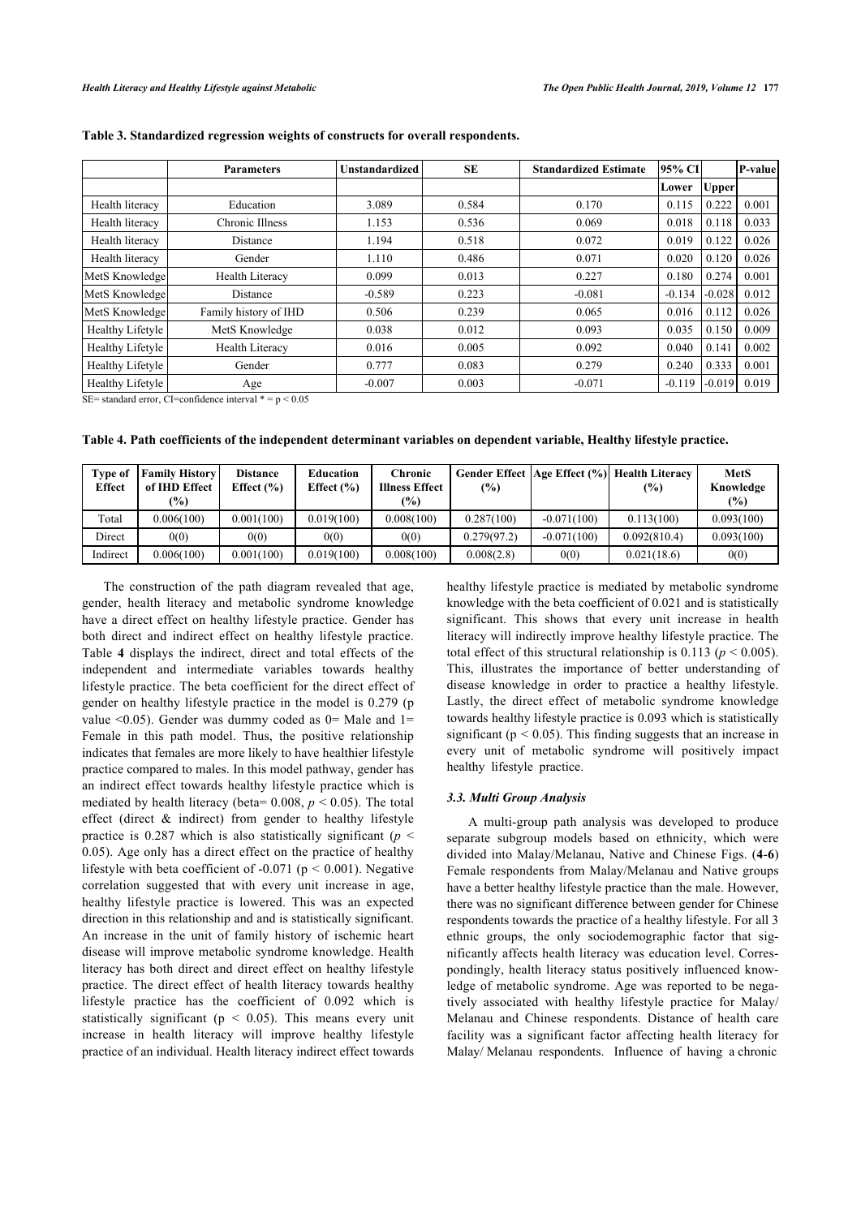**Table 3. Standardized regression weights of constructs for overall respondents.**

| | Parameters | Unstandardized | SE | Standardized Estimate | 95% CI | | P-value |
|---|---|---|---|---|---|---|---|
| | | | | | Lower | Upper | |
| Health literacy | Education | 3.089 | 0.584 | 0.170 | 0.115 | 0.222 | 0.001 |
| Health literacy | Chronic Illness | 1.153 | 0.536 | 0.069 | 0.018 | 0.118 | 0.033 |
| Health literacy | Distance | 1.194 | 0.518 | 0.072 | 0.019 | 0.122 | 0.026 |
| Health literacy | Gender | 1.110 | 0.486 | 0.071 | 0.020 | 0.120 | 0.026 |
| MetS Knowledge | Health Literacy | 0.099 | 0.013 | 0.227 | 0.180 | 0.274 | 0.001 |
| MetS Knowledge | Distance | -0.589 | 0.223 | -0.081 | -0.134 | -0.028 | 0.012 |
| MetS Knowledge | Family history of IHD | 0.506 | 0.239 | 0.065 | 0.016 | 0.112 | 0.026 |
| Healthy Lifetyle | MetS Knowledge | 0.038 | 0.012 | 0.093 | 0.035 | 0.150 | 0.009 |
| Healthy Lifetyle | Health Literacy | 0.016 | 0.005 | 0.092 | 0.040 | 0.141 | 0.002 |
| Healthy Lifetyle | Gender | 0.777 | 0.083 | 0.279 | 0.240 | 0.333 | 0.001 |
| Healthy Lifetyle | Age | -0.007 | 0.003 | -0.071 | -0.119 | -0.019 | 0.019 |

SE= standard error, CI=confidence interval * = p < 0.05

**Table 4. Path coefficients of the independent determinant variables on dependent variable, Healthy lifestyle practice.**

| Type of Effect | Family History of IHD Effect (%) | Distance Effect (%) | Education Effect (%) | Chronic Illness Effect (%) | Gender Effect (%) | Age Effect (%) | Health Literacy (%) | MetS Knowledge (%) |
|---|---|---|---|---|---|---|---|---|
| Total | 0.006(100) | 0.001(100) | 0.019(100) | 0.008(100) | 0.287(100) | -0.071(100) | 0.113(100) | 0.093(100) |
| Direct | 0(0) | 0(0) | 0(0) | 0(0) | 0.279(97.2) | -0.071(100) | 0.092(810.4) | 0.093(100) |
| Indirect | 0.006(100) | 0.001(100) | 0.019(100) | 0.008(100) | 0.008(2.8) | 0(0) | 0.021(18.6) | 0(0) |

The construction of the path diagram revealed that age, gender, health literacy and metabolic syndrome knowledge have a direct effect on healthy lifestyle practice. Gender has both direct and indirect effect on healthy lifestyle practice. Table **4** displays the indirect, direct and total effects of the independent and intermediate variables towards healthy lifestyle practice. The beta coefficient for the direct effect of gender on healthy lifestyle practice in the model is 0.279 (p value <0.05). Gender was dummy coded as 0= Male and 1= Female in this path model. Thus, the positive relationship indicates that females are more likely to have healthier lifestyle practice compared to males. In this model pathway, gender has an indirect effect towards healthy lifestyle practice which is mediated by health literacy (beta= 0.008, $p < 0.05$). The total effect (direct & indirect) from gender to healthy lifestyle practice is 0.287 which is also statistically significant ($p < 0.05$). Age only has a direct effect on the practice of healthy lifestyle with beta coefficient of -0.071 (p < 0.001). Negative correlation suggested that with every unit increase in age, healthy lifestyle practice is lowered. This was an expected direction in this relationship and and is statistically significant. An increase in the unit of family history of ischemic heart disease will improve metabolic syndrome knowledge. Health literacy has both direct and direct effect on healthy lifestyle practice. The direct effect of health literacy towards healthy lifestyle practice has the coefficient of 0.092 which is statistically significant (p < 0.05). This means every unit increase in health literacy will improve healthy lifestyle practice of an individual. Health literacy indirect effect towards healthy lifestyle practice is mediated by metabolic syndrome knowledge with the beta coefficient of 0.021 and is statistically significant. This shows that every unit increase in health literacy will indirectly improve healthy lifestyle practice. The total effect of this structural relationship is 0.113 ($p < 0.005$). This, illustrates the importance of better understanding of disease knowledge in order to practice a healthy lifestyle. Lastly, the direct effect of metabolic syndrome knowledge towards healthy lifestyle practice is 0.093 which is statistically significant (p < 0.05). This finding suggests that an increase in every unit of metabolic syndrome will positively impact healthy lifestyle practice.

### *3.3. Multi Group Analysis*

A multi-group path analysis was developed to produce separate subgroup models based on ethnicity, which were divided into Malay/Melanau, Native and Chinese Figs. (**4**-**6**) Female respondents from Malay/Melanau and Native groups have a better healthy lifestyle practice than the male. However, there was no significant difference between gender for Chinese respondents towards the practice of a healthy lifestyle. For all 3 ethnic groups, the only sociodemographic factor that significantly affects health literacy was education level. Correspondingly, health literacy status positively influenced knowledge of metabolic syndrome. Age was reported to be negatively associated with healthy lifestyle practice for Malay/ Melanau and Chinese respondents. Distance of health care facility was a significant factor affecting health literacy for Malay/ Melanau respondents. Influence of having a chronic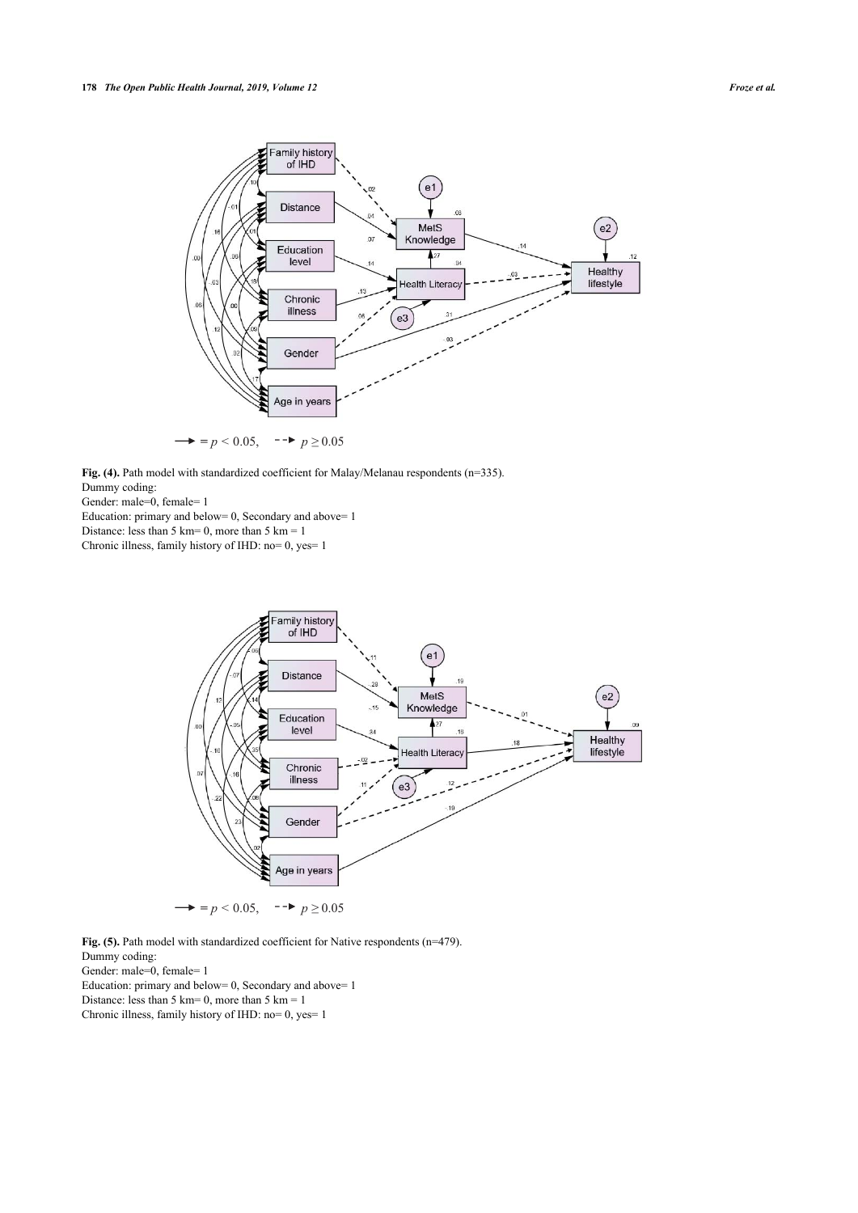Fig. (4). Path model with standardized coefficient for Malay/Melanau respondents (n=335).
Dummy coding:
Gender: male=0, female= 1
Education: primary and below= 0, Secondary and above= 1
Distance: less than 5 km= 0, more than 5 km = 1
Chronic illness, family history of IHD: no= 0, yes= 1

Fig. (5). Path model with standardized coefficient for Native respondents (n=479).
Dummy coding:
Gender: male=0, female= 1
Education: primary and below= 0, Secondary and above= 1
Distance: less than 5 km= 0, more than 5 km = 1
Chronic illness, family history of IHD: no= 0, yes= 1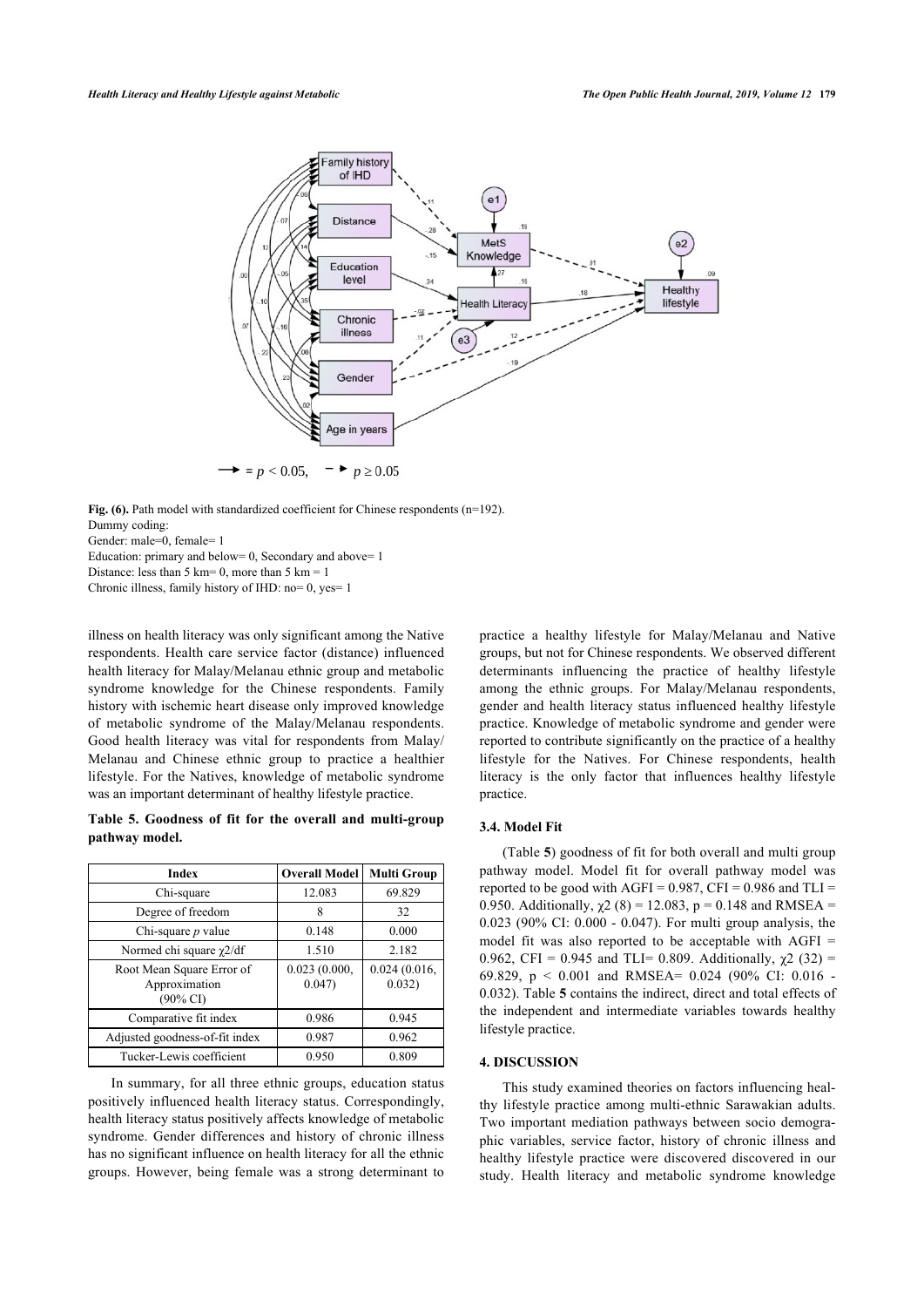Fig. (6). Path model with standardized coefficient for Chinese respondents (n=192).
Dummy coding:
Gender: male=0, female= 1
Education: primary and below= 0, Secondary and above= 1
Distance: less than 5 km= 0, more than 5 km = 1
Chronic illness, family history of IHD: no= 0, yes= 1

illness on health literacy was only significant among the Native respondents. Health care service factor (distance) influenced health literacy for Malay/Melanau ethnic group and metabolic syndrome knowledge for the Chinese respondents. Family history with ischemic heart disease only improved knowledge of metabolic syndrome of the Malay/Melanau respondents. Good health literacy was vital for respondents from Malay/ Melanau and Chinese ethnic group to practice a healthier lifestyle. For the Natives, knowledge of metabolic syndrome was an important determinant of healthy lifestyle practice.

**Table 5. Goodness of fit for the overall and multi-group pathway model.**

| Index | Overall Model | Multi Group |
|---|---|---|
| Chi-square | 12.083 | 69.829 |
| Degree of freedom | 8 | 32 |
| Chi-square $p$ value | 0.148 | 0.000 |
| Normed chi square $\chi 2$/df | 1.510 | 2.182 |
| Root Mean Square Error of Approximation (90% CI) | 0.023 (0.000, 0.047) | 0.024 (0.016, 0.032) |
| Comparative fit index | 0.986 | 0.945 |
| Adjusted goodness-of-fit index | 0.987 | 0.962 |
| Tucker-Lewis coefficient | 0.950 | 0.809 |

In summary, for all three ethnic groups, education status positively influenced health literacy status. Correspondingly, health literacy status positively affects knowledge of metabolic syndrome. Gender differences and history of chronic illness has no significant influence on health literacy for all the ethnic groups. However, being female was a strong determinant to practice a healthy lifestyle for Malay/Melanau and Native groups, but not for Chinese respondents. We observed different determinants influencing the practice of healthy lifestyle among the ethnic groups. For Malay/Melanau respondents, gender and health literacy status influenced healthy lifestyle practice. Knowledge of metabolic syndrome and gender were reported to contribute significantly on the practice of a healthy lifestyle for the Natives. For Chinese respondents, health literacy is the only factor that influences healthy lifestyle practice.

### 3.4. Model Fit

(Table **5**) goodness of fit for both overall and multi group pathway model. Model fit for overall pathway model was reported to be good with AGFI = 0.987, CFI = 0.986 and TLI = 0.950. Additionally, $\chi 2$ (8) = 12.083, p = 0.148 and RMSEA = 0.023 (90% CI: 0.000 - 0.047). For multi group analysis, the model fit was also reported to be acceptable with AGFI = 0.962, CFI = 0.945 and TLI= 0.809. Additionally, $\chi 2$ (32) = 69.829, p < 0.001 and RMSEA= 0.024 (90% CI: 0.016 - 0.032). Table **5** contains the indirect, direct and total effects of the independent and intermediate variables towards healthy lifestyle practice.

## 4. DISCUSSION

This study examined theories on factors influencing healthy lifestyle practice among multi-ethnic Sarawakian adults. Two important mediation pathways between socio demographic variables, service factor, history of chronic illness and healthy lifestyle practice were discovered discovered in our study. Health literacy and metabolic syndrome knowledge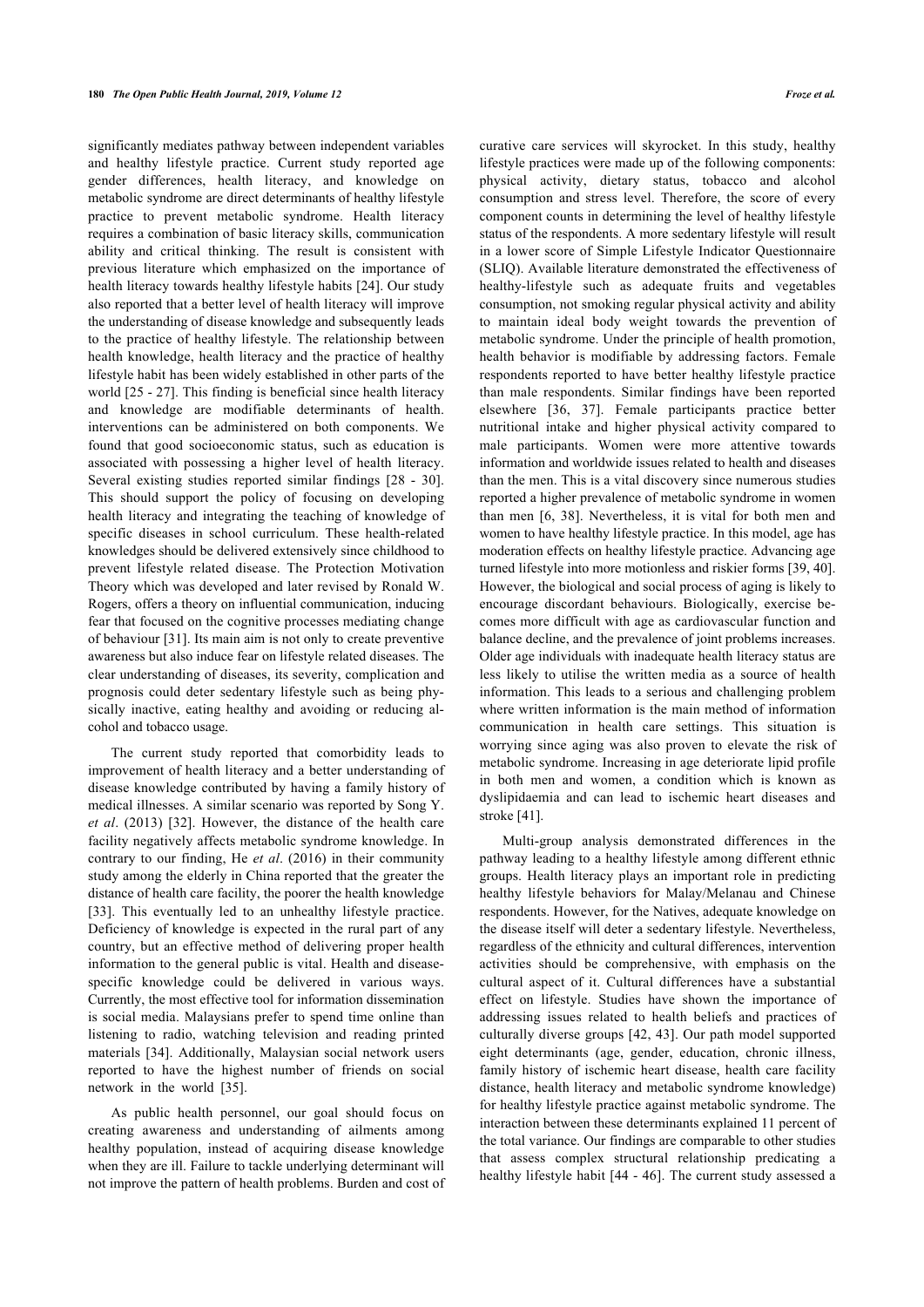significantly mediates pathway between independent variables and healthy lifestyle practice. Current study reported age gender differences, health literacy, and knowledge on metabolic syndrome are direct determinants of healthy lifestyle practice to prevent metabolic syndrome. Health literacy requires a combination of basic literacy skills, communication ability and critical thinking. The result is consistent with previous literature which emphasized on the importance of health literacy towards healthy lifestyle habits [24]. Our study also reported that a better level of health literacy will improve the understanding of disease knowledge and subsequently leads to the practice of healthy lifestyle. The relationship between health knowledge, health literacy and the practice of healthy lifestyle habit has been widely established in other parts of the world [25 - 27]. This finding is beneficial since health literacy and knowledge are modifiable determinants of health. interventions can be administered on both components. We found that good socioeconomic status, such as education is associated with possessing a higher level of health literacy. Several existing studies reported similar findings [28 - 30]. This should support the policy of focusing on developing health literacy and integrating the teaching of knowledge of specific diseases in school curriculum. These health-related knowledges should be delivered extensively since childhood to prevent lifestyle related disease. The Protection Motivation Theory which was developed and later revised by Ronald W. Rogers, offers a theory on influential communication, inducing fear that focused on the cognitive processes mediating change of behaviour [31]. Its main aim is not only to create preventive awareness but also induce fear on lifestyle related diseases. The clear understanding of diseases, its severity, complication and prognosis could deter sedentary lifestyle such as being physically inactive, eating healthy and avoiding or reducing alcohol and tobacco usage.

The current study reported that comorbidity leads to improvement of health literacy and a better understanding of disease knowledge contributed by having a family history of medical illnesses. A similar scenario was reported by Song Y. *et al*. (2013) [32]. However, the distance of the health care facility negatively affects metabolic syndrome knowledge. In contrary to our finding, He *et al*. (2016) in their community study among the elderly in China reported that the greater the distance of health care facility, the poorer the health knowledge [33]. This eventually led to an unhealthy lifestyle practice. Deficiency of knowledge is expected in the rural part of any country, but an effective method of delivering proper health information to the general public is vital. Health and disease-specific knowledge could be delivered in various ways. Currently, the most effective tool for information dissemination is social media. Malaysians prefer to spend time online than listening to radio, watching television and reading printed materials [34]. Additionally, Malaysian social network users reported to have the highest number of friends on social network in the world [35].

As public health personnel, our goal should focus on creating awareness and understanding of ailments among healthy population, instead of acquiring disease knowledge when they are ill. Failure to tackle underlying determinant will not improve the pattern of health problems. Burden and cost of curative care services will skyrocket. In this study, healthy lifestyle practices were made up of the following components: physical activity, dietary status, tobacco and alcohol consumption and stress level. Therefore, the score of every component counts in determining the level of healthy lifestyle status of the respondents. A more sedentary lifestyle will result in a lower score of Simple Lifestyle Indicator Questionnaire (SLIQ). Available literature demonstrated the effectiveness of healthy-lifestyle such as adequate fruits and vegetables consumption, not smoking regular physical activity and ability to maintain ideal body weight towards the prevention of metabolic syndrome. Under the principle of health promotion, health behavior is modifiable by addressing factors. Female respondents reported to have better healthy lifestyle practice than male respondents. Similar findings have been reported elsewhere [36, 37]. Female participants practice better nutritional intake and higher physical activity compared to male participants. Women were more attentive towards information and worldwide issues related to health and diseases than the men. This is a vital discovery since numerous studies reported a higher prevalence of metabolic syndrome in women than men [6, 38]. Nevertheless, it is vital for both men and women to have healthy lifestyle practice. In this model, age has moderation effects on healthy lifestyle practice. Advancing age turned lifestyle into more motionless and riskier forms [39, 40]. However, the biological and social process of aging is likely to encourage discordant behaviours. Biologically, exercise becomes more difficult with age as cardiovascular function and balance decline, and the prevalence of joint problems increases. Older age individuals with inadequate health literacy status are less likely to utilise the written media as a source of health information. This leads to a serious and challenging problem where written information is the main method of information communication in health care settings. This situation is worrying since aging was also proven to elevate the risk of metabolic syndrome. Increasing in age deteriorate lipid profile in both men and women, a condition which is known as dyslipidaemia and can lead to ischemic heart diseases and stroke [41].

Multi-group analysis demonstrated differences in the pathway leading to a healthy lifestyle among different ethnic groups. Health literacy plays an important role in predicting healthy lifestyle behaviors for Malay/Melanau and Chinese respondents. However, for the Natives, adequate knowledge on the disease itself will deter a sedentary lifestyle. Nevertheless, regardless of the ethnicity and cultural differences, intervention activities should be comprehensive, with emphasis on the cultural aspect of it. Cultural differences have a substantial effect on lifestyle. Studies have shown the importance of addressing issues related to health beliefs and practices of culturally diverse groups [42, 43]. Our path model supported eight determinants (age, gender, education, chronic illness, family history of ischemic heart disease, health care facility distance, health literacy and metabolic syndrome knowledge) for healthy lifestyle practice against metabolic syndrome. The interaction between these determinants explained 11 percent of the total variance. Our findings are comparable to other studies that assess complex structural relationship predicating a healthy lifestyle habit [44 - 46]. The current study assessed a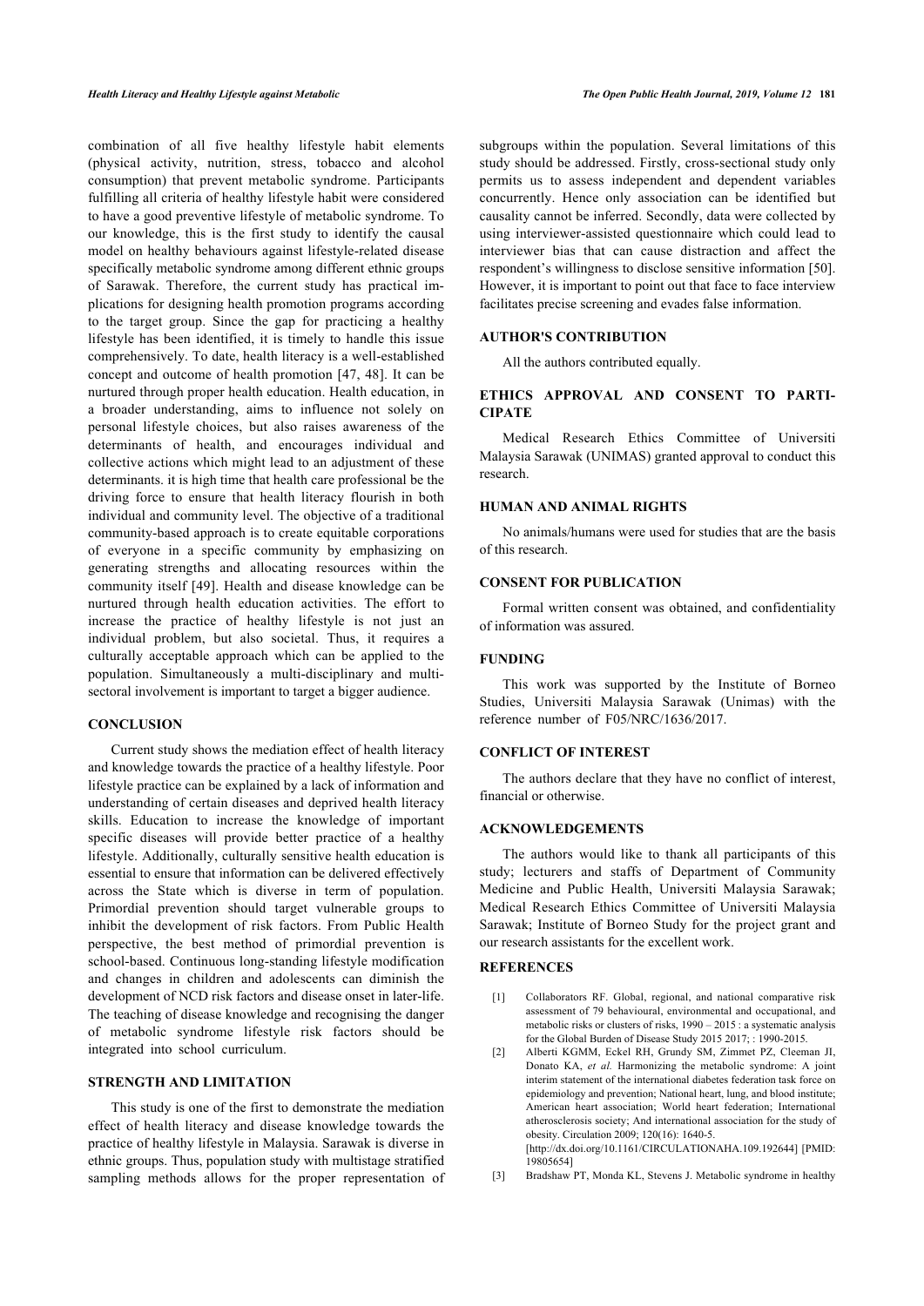combination of all five healthy lifestyle habit elements (physical activity, nutrition, stress, tobacco and alcohol consumption) that prevent metabolic syndrome. Participants fulfilling all criteria of healthy lifestyle habit were considered to have a good preventive lifestyle of metabolic syndrome. To our knowledge, this is the first study to identify the causal model on healthy behaviours against lifestyle-related disease specifically metabolic syndrome among different ethnic groups of Sarawak. Therefore, the current study has practical implications for designing health promotion programs according to the target group. Since the gap for practicing a healthy lifestyle has been identified, it is timely to handle this issue comprehensively. To date, health literacy is a well-established concept and outcome of health promotion [47, 48]. It can be nurtured through proper health education. Health education, in a broader understanding, aims to influence not solely on personal lifestyle choices, but also raises awareness of the determinants of health, and encourages individual and collective actions which might lead to an adjustment of these determinants. it is high time that health care professional be the driving force to ensure that health literacy flourish in both individual and community level. The objective of a traditional community-based approach is to create equitable corporations of everyone in a specific community by emphasizing on generating strengths and allocating resources within the community itself [49]. Health and disease knowledge can be nurtured through health education activities. The effort to increase the practice of healthy lifestyle is not just an individual problem, but also societal. Thus, it requires a culturally acceptable approach which can be applied to the population. Simultaneously a multi-disciplinary and multi-sectoral involvement is important to target a bigger audience.

## CONCLUSION

Current study shows the mediation effect of health literacy and knowledge towards the practice of a healthy lifestyle. Poor lifestyle practice can be explained by a lack of information and understanding of certain diseases and deprived health literacy skills. Education to increase the knowledge of important specific diseases will provide better practice of a healthy lifestyle. Additionally, culturally sensitive health education is essential to ensure that information can be delivered effectively across the State which is diverse in term of population. Primordial prevention should target vulnerable groups to inhibit the development of risk factors. From Public Health perspective, the best method of primordial prevention is school-based. Continuous long-standing lifestyle modification and changes in children and adolescents can diminish the development of NCD risk factors and disease onset in later-life. The teaching of disease knowledge and recognising the danger of metabolic syndrome lifestyle risk factors should be integrated into school curriculum.

## STRENGTH AND LIMITATION

This study is one of the first to demonstrate the mediation effect of health literacy and disease knowledge towards the practice of healthy lifestyle in Malaysia. Sarawak is diverse in ethnic groups. Thus, population study with multistage stratified sampling methods allows for the proper representation of subgroups within the population. Several limitations of this study should be addressed. Firstly, cross-sectional study only permits us to assess independent and dependent variables concurrently. Hence only association can be identified but causality cannot be inferred. Secondly, data were collected by using interviewer-assisted questionnaire which could lead to interviewer bias that can cause distraction and affect the respondent's willingness to disclose sensitive information [50]. However, it is important to point out that face to face interview facilitates precise screening and evades false information.

## AUTHOR'S CONTRIBUTION

All the authors contributed equally.

## ETHICS APPROVAL AND CONSENT TO PARTICIPATE

Medical Research Ethics Committee of Universiti Malaysia Sarawak (UNIMAS) granted approval to conduct this research.

## HUMAN AND ANIMAL RIGHTS

No animals/humans were used for studies that are the basis of this research.

## CONSENT FOR PUBLICATION

Formal written consent was obtained, and confidentiality of information was assured.

## FUNDING

This work was supported by the Institute of Borneo Studies, Universiti Malaysia Sarawak (Unimas) with the reference number of F05/NRC/1636/2017.

## CONFLICT OF INTEREST

The authors declare that they have no conflict of interest, financial or otherwise.

## ACKNOWLEDGEMENTS

The authors would like to thank all participants of this study; lecturers and staffs of Department of Community Medicine and Public Health, Universiti Malaysia Sarawak; Medical Research Ethics Committee of Universiti Malaysia Sarawak; Institute of Borneo Study for the project grant and our research assistants for the excellent work.

## REFERENCES

[1] Collaborators RF. Global, regional, and national comparative risk assessment of 79 behavioural, environmental and occupational, and metabolic risks or clusters of risks, 1990 – 2015 : a systematic analysis for the Global Burden of Disease Study 2015 2017; : 1990-2015.

[2] Alberti KGMM, Eckel RH, Grundy SM, Zimmet PZ, Cleeman JI, Donato KA, *et al.* Harmonizing the metabolic syndrome: A joint interim statement of the international diabetes federation task force on epidemiology and prevention; National heart, lung, and blood institute; American heart association; World heart federation; International atherosclerosis society; And international association for the study of obesity. Circulation 2009; 120(16): 1640-5. [http://dx.doi.org/10.1161/CIRCULATIONAHA.109.192644] [PMID: 19805654]

[3] Bradshaw PT, Monda KL, Stevens J. Metabolic syndrome in healthy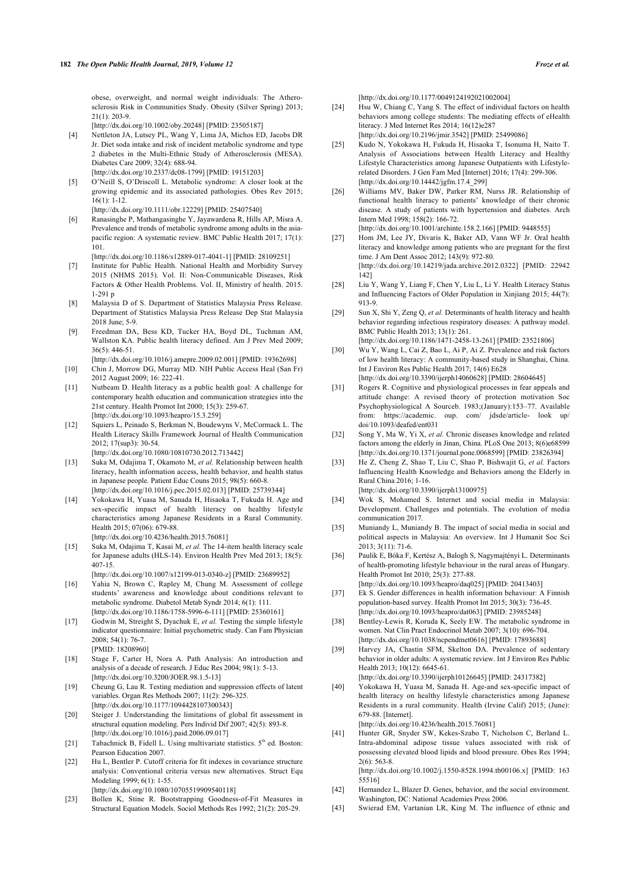obese, overweight, and normal weight individuals: The Atherosclerosis Risk in Communities Study. Obesity (Silver Spring) 2013; 21(1): 203-9.
[http://dx.doi.org/10.1002/oby.20248] [PMID: 23505187]

[4] Nettleton JA, Lutsey PL, Wang Y, Lima JA, Michos ED, Jacobs DR Jr. Diet soda intake and risk of incident metabolic syndrome and type 2 diabetes in the Multi-Ethnic Study of Atherosclerosis (MESA). Diabetes Care 2009; 32(4): 688-94.
[http://dx.doi.org/10.2337/dc08-1799] [PMID: 19151203]

[5] O'Neill S, O'Driscoll L. Metabolic syndrome: A closer look at the growing epidemic and its associated pathologies. Obes Rev 2015; 16(1): 1-12.
[http://dx.doi.org/10.1111/obr.12229] [PMID: 25407540]

[6] Ranasinghe P, Mathangasinghe Y, Jayawardena R, Hills AP, Misra A. Prevalence and trends of metabolic syndrome among adults in the asia-pacific region: A systematic review. BMC Public Health 2017; 17(1): 101.
[http://dx.doi.org/10.1186/s12889-017-4041-1] [PMID: 28109251]

[7] Institute for Public Health. National Health and Morbidity Survey 2015 (NHMS 2015). Vol. II: Non-Communicable Diseases, Risk Factors & Other Health Problems. Vol. II, Ministry of health. 2015. 1-291 p

[8] Malaysia D of S. Department of Statistics Malaysia Press Release. Department of Statistics Malaysia Press Release Dep Stat Malaysia 2018 June; 5-9.

[9] Freedman DA, Bess KD, Tucker HA, Boyd DL, Tuchman AM, Wallston KA. Public health literacy defined. Am J Prev Med 2009; 36(5): 446-51.
[http://dx.doi.org/10.1016/j.amepre.2009.02.001] [PMID: 19362698]

[10] Chin J, Morrow DG, Murray MD. NIH Public Access Heal (San Fr) 2012 August 2009; 16: 222-41.

[11] Nutbeam D. Health literacy as a public health goal: A challenge for contemporary health education and communication strategies into the 21st century. Health Promot Int 2000; 15(3): 259-67.
[http://dx.doi.org/10.1093/heapro/15.3.259]

[12] Squiers L, Peinado S, Berkman N, Boudewyns V, McCormack L. The Health Literacy Skills Framework Journal of Health Communication 2012; 17(sup3): 30-54.
[http://dx.doi.org/10.1080/10810730.2012.713442]

[13] Suka M, Odajima T, Okamoto M, *et al.* Relationship between health literacy, health information access, health behavior, and health status in Japanese people. Patient Educ Couns 2015; 98(5): 660-8.
[http://dx.doi.org/10.1016/j.pec.2015.02.013] [PMID: 25739344]

[14] Yokokawa H, Yuasa M, Sanada H, Hisaoka T, Fukuda H. Age and sex-specific impact of health literacy on healthy lifestyle characteristics among Japanese Residents in a Rural Community. Health 2015; 07(06): 679-88.
[http://dx.doi.org/10.4236/health.2015.76081]

[15] Suka M, Odajima T, Kasai M, *et al.* The 14-item health literacy scale for Japanese adults (HLS-14). Environ Health Prev Med 2013; 18(5): 407-15.
[http://dx.doi.org/10.1007/s12199-013-0340-z] [PMID: 23689952]

[16] Yahia N, Brown C, Rapley M, Chung M. Assessment of college students' awareness and knowledge about conditions relevant to metabolic syndrome. Diabetol Metab Syndr 2014; 6(1): 111.
[http://dx.doi.org/10.1186/1758-5996-6-111] [PMID: 25360161]

[17] Godwin M, Streight S, Dyachuk E, *et al.* Testing the simple lifestyle indicator questionnaire: Initial psychometric study. Can Fam Physician 2008; 54(1): 76-7.
[PMID: 18208960]

[18] Stage F, Carter H, Nora A. Path Analysis: An introduction and analysis of a decade of research. J Educ Res 2004; 98(1): 5-13.
[http://dx.doi.org/10.3200/JOER.98.1.5-13]

[19] Cheung G, Lau R. Testing mediation and suppression effects of latent variables. Organ Res Methods 2007; 11(2): 296-325.
[http://dx.doi.org/10.1177/1094428107300343]

[20] Steiger J. Understanding the limitations of global fit assessment in structural equation modeling. Pers Individ Dif 2007; 42(5): 893-8.
[http://dx.doi.org/10.1016/j.paid.2006.09.017]

[21] Tabachnick B, Fidell L. Using multivariate statistics. 5th ed. Boston: Pearson Education 2007.

[22] Hu L, Bentler P. Cutoff criteria for fit indexes in covariance structure analysis: Conventional criteria versus new alternatives. Struct Equ Modeling 1999; 6(1): 1-55.
[http://dx.doi.org/10.1080/10705519909540118]

[23] Bollen K, Stine R. Bootstrapping Goodness-of-Fit Measures in Structural Equation Models. Sociol Methods Res 1992; 21(2): 205-29.
[http://dx.doi.org/10.1177/0049124192021002004]

[24] Hsu W, Chiang C, Yang S. The effect of individual factors on health behaviors among college students: The mediating effects of eHealth literacy. J Med Internet Res 2014; 16(12)e287
[http://dx.doi.org/10.2196/jmir.3542] [PMID: 25499086]

[25] Kudo N, Yokokawa H, Fukuda H, Hisaoka T, Isonuma H, Naito T. Analysis of Associations between Health Literacy and Healthy Lifestyle Characteristics among Japanese Outpatients with Lifestyle-related Disorders. J Gen Fam Med [Internet] 2016; 17(4): 299-306.
[http://dx.doi.org/10.14442/jgfm.17.4_299]

[26] Williams MV, Baker DW, Parker RM, Nurss JR. Relationship of functional health literacy to patients' knowledge of their chronic disease. A study of patients with hypertension and diabetes. Arch Intern Med 1998; 158(2): 166-72.
[http://dx.doi.org/10.1001/archinte.158.2.166] [PMID: 9448555]

[27] Hom JM, Lee JY, Divaris K, Baker AD, Vann WF Jr. Oral health literacy and knowledge among patients who are pregnant for the first time. J Am Dent Assoc 2012; 143(9): 972-80.
[http://dx.doi.org/10.14219/jada.archive.2012.0322] [PMID: 22942142]

[28] Liu Y, Wang Y, Liang F, Chen Y, Liu L, Li Y. Health Literacy Status and Influencing Factors of Older Population in Xinjiang 2015; 44(7): 913-9.

[29] Sun X, Shi Y, Zeng Q, *et al.* Determinants of health literacy and health behavior regarding infectious respiratory diseases: A pathway model. BMC Public Health 2013; 13(1): 261.
[http://dx.doi.org/10.1186/1471-2458-13-261] [PMID: 23521806]

[30] Wu Y, Wang L, Cai Z, Bao L, Ai P, Ai Z. Prevalence and risk factors of low health literacy: A community-based study in Shanghai, China. Int J Environ Res Public Health 2017; 14(6) E628
[http://dx.doi.org/10.3390/ijerph14060628] [PMID: 28604645]

[31] Rogers R. Cognitive and physiological processes in fear appeals and attitude change: A revised theory of protection motivation Soc Psychophysiological A Sourceb. 1983;(January):153–77. Available from: https://academic. oup. com/ jdsde/article- look up/doi/10.1093/deafed/ent031

[32] Song Y, Ma W, Yi X, *et al.* Chronic diseases knowledge and related factors among the elderly in Jinan, China. PLoS One 2013; 8(6)e68599
[http://dx.doi.org/10.1371/journal.pone.0068599] [PMID: 23826394]

[33] He Z, Cheng Z, Shao T, Liu C, Shao P, Bishwajit G, *et al.* Factors Influencing Health Knowledge and Behaviors among the Elderly in Rural China 2016; 1-16.
[http://dx.doi.org/10.3390/ijerph13100975]

[34] Wok S, Mohamed S. Internet and social media in Malaysia: Development. Challenges and potentials. The evolution of media communication 2017.

[35] Muniandy L, Muniandy B. The impact of social media in social and political aspects in Malaysia: An overview. Int J Humanit Soc Sci 2013; 3(11): 71-6.

[36] Paulik E, Bóka F, Kertész A, Balogh S, Nagymajtényi L. Determinants of health-promoting lifestyle behaviour in the rural areas of Hungary. Health Promot Int 2010; 25(3): 277-88.
[http://dx.doi.org/10.1093/heapro/daq025] [PMID: 20413403]

[37] Ek S. Gender differences in health information behaviour: A Finnish population-based survey. Health Promot Int 2015; 30(3): 736-45.
[http://dx.doi.org/10.1093/heapro/dat063] [PMID: 23985248]

[38] Bentley-Lewis R, Koruda K, Seely EW. The metabolic syndrome in women. Nat Clin Pract Endocrinol Metab 2007; 3(10): 696-704.
[http://dx.doi.org/10.1038/ncpendmet0616] [PMID: 17893688]

[39] Harvey JA, Chastin SFM, Skelton DA. Prevalence of sedentary behavior in older adults: A systematic review. Int J Environ Res Public Health 2013; 10(12): 6645-61.
[http://dx.doi.org/10.3390/ijerph10126645] [PMID: 24317382]

[40] Yokokawa H, Yuasa M, Sanada H. Age-and sex-specific impact of health literacy on healthy lifestyle characteristics among Japanese Residents in a rural community. Health (Irvine Calif) 2015; (June): 679-88. [Internet].
[http://dx.doi.org/10.4236/health.2015.76081]

[41] Hunter GR, Snyder SW, Kekes-Szabo T, Nicholson C, Berland L. Intra-abdominal adipose tissue values associated with risk of possessing elevated blood lipids and blood pressure. Obes Res 1994; 2(6): 563-8.
[http://dx.doi.org/10.1002/j.1550-8528.1994.tb00106.x] [PMID: 16355516]

[42] Hernandez L, Blazer D. Genes, behavior, and the social environment. Washington, DC: National Academies Press 2006.

[43] Swierad EM, Vartanian LR, King M. The influence of ethnic and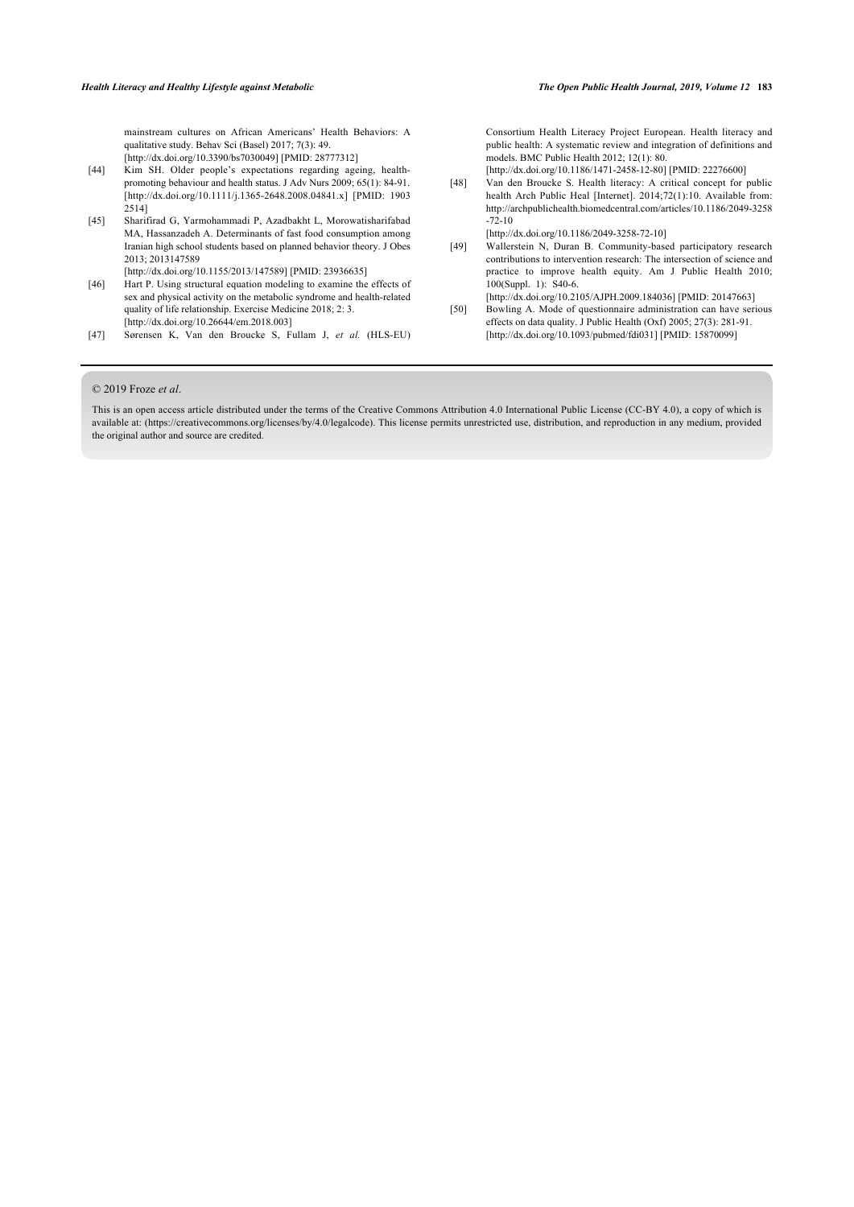mainstream cultures on African Americans' Health Behaviors: A qualitative study. Behav Sci (Basel) 2017; 7(3): 49. [http://dx.doi.org/10.3390/bs7030049] [PMID: 28777312]

[44] Kim SH. Older people's expectations regarding ageing, health-promoting behaviour and health status. J Adv Nurs 2009; 65(1): 84-91. [http://dx.doi.org/10.1111/j.1365-2648.2008.04841.x] [PMID: 19032514]

[45] Sharifirad G, Yarmohammadi P, Azadbakht L, Morowatisharifabad MA, Hassanzadeh A. Determinants of fast food consumption among Iranian high school students based on planned behavior theory. J Obes 2013; 2013147589 [http://dx.doi.org/10.1155/2013/147589] [PMID: 23936635]

[46] Hart P. Using structural equation modeling to examine the effects of sex and physical activity on the metabolic syndrome and health-related quality of life relationship. Exercise Medicine 2018; 2: 3. [http://dx.doi.org/10.26644/em.2018.003]

[47] Sørensen K, Van den Broucke S, Fullam J, *et al.* (HLS-EU) Consortium Health Literacy Project European. Health literacy and public health: A systematic review and integration of definitions and models. BMC Public Health 2012; 12(1): 80. [http://dx.doi.org/10.1186/1471-2458-12-80] [PMID: 22276600]

[48] Van den Broucke S. Health literacy: A critical concept for public health Arch Public Heal [Internet]. 2014;72(1):10. Available from: http://archpublichealth.biomedcentral.com/articles/10.1186/2049-3258-72-10 [http://dx.doi.org/10.1186/2049-3258-72-10]

[49] Wallerstein N, Duran B. Community-based participatory research contributions to intervention research: The intersection of science and practice to improve health equity. Am J Public Health 2010; 100(Suppl. 1): S40-6. [http://dx.doi.org/10.2105/AJPH.2009.184036] [PMID: 20147663]

[50] Bowling A. Mode of questionnaire administration can have serious effects on data quality. J Public Health (Oxf) 2005; 27(3): 281-91. [http://dx.doi.org/10.1093/pubmed/fdi031] [PMID: 15870099]

© 2019 Froze *et al*.

This is an open access article distributed under the terms of the Creative Commons Attribution 4.0 International Public License (CC-BY 4.0), a copy of which is available at: (https://creativecommons.org/licenses/by/4.0/legalcode). This license permits unrestricted use, distribution, and reproduction in any medium, provided the original author and source are credited.